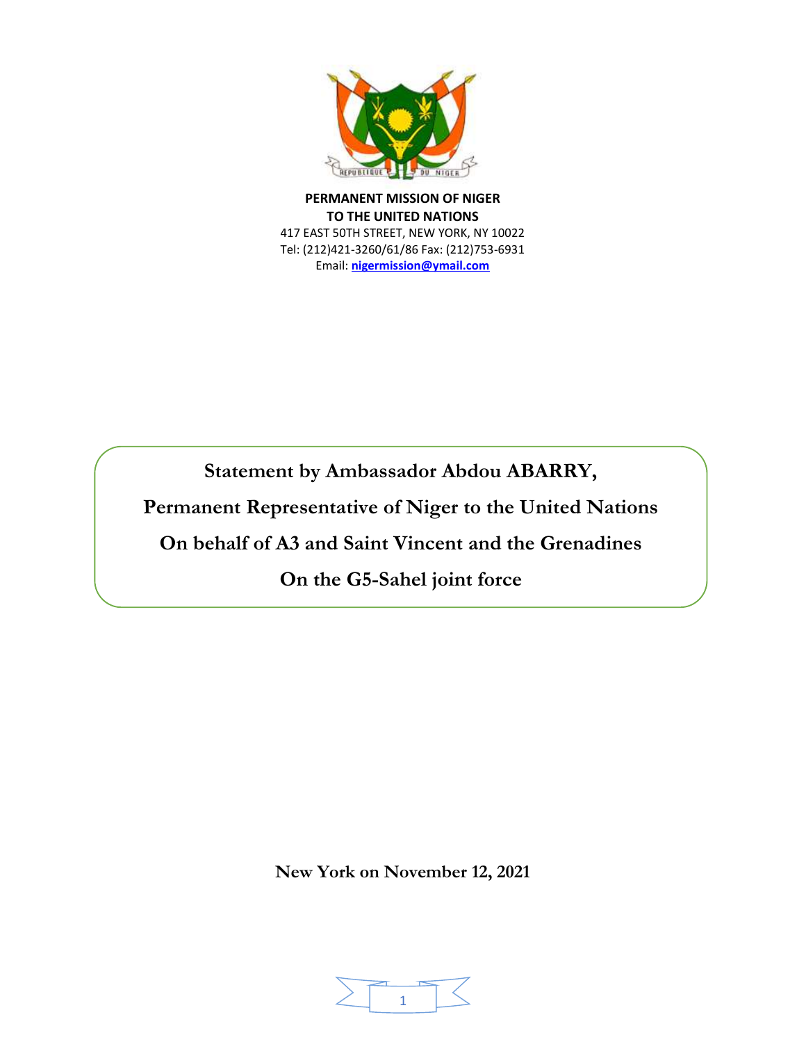**PERMANENT MISSION OF NIGER**
**TO THE UNITED NATIONS**
417 EAST 50TH STREET, NEW YORK, NY 10022
Tel: (212)421-3260/61/86 Fax: (212)753-6931
Email: nigermission@ymail.com

# Statement by Ambassador Abdou ABARRY,
# Permanent Representative of Niger to the United Nations
# On behalf of A3 and Saint Vincent and the Grenadines
# On the G5-Sahel joint force

**New York on November 12, 2021**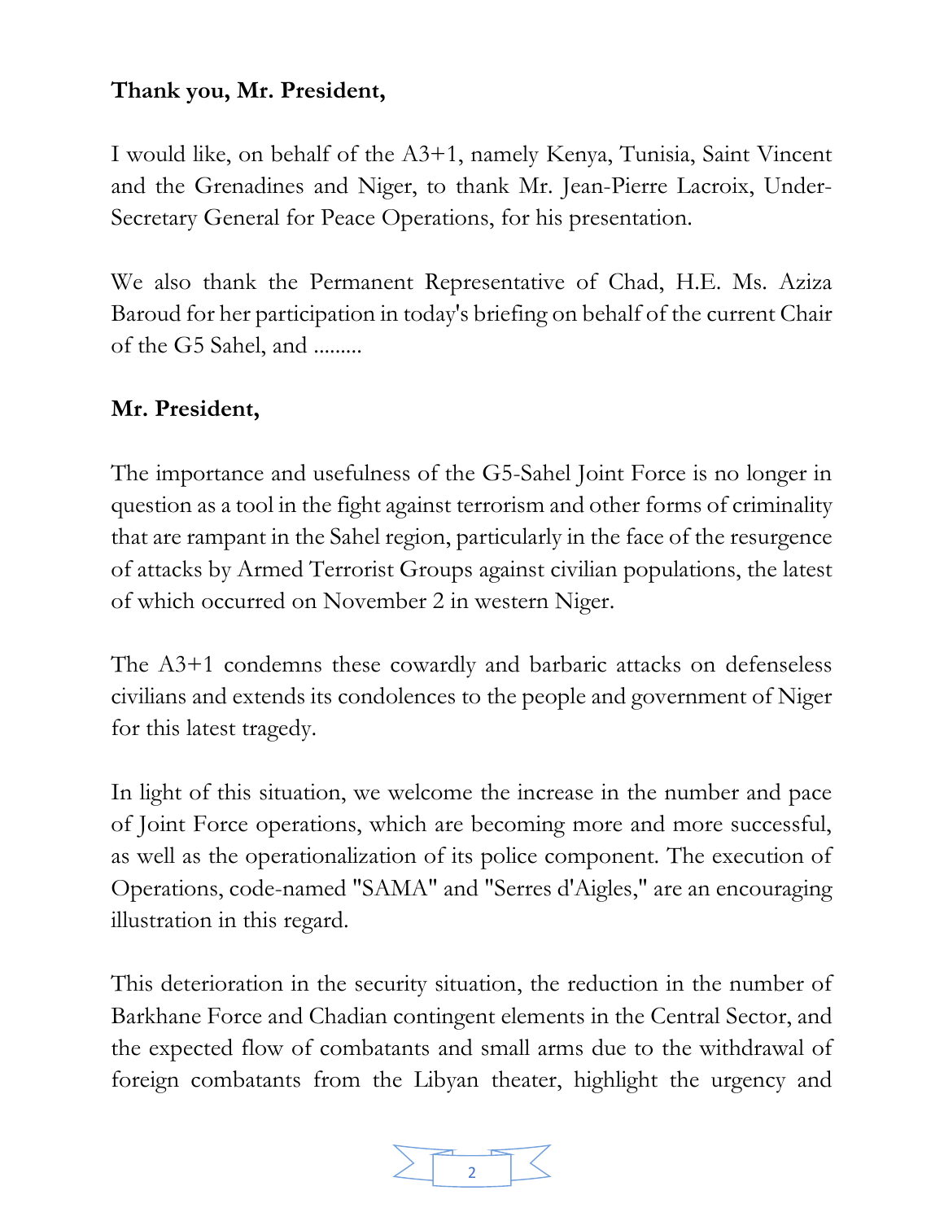**Thank you, Mr. President,**

I would like, on behalf of the A3+1, namely Kenya, Tunisia, Saint Vincent and the Grenadines and Niger, to thank Mr. Jean-Pierre Lacroix, Under-Secretary General for Peace Operations, for his presentation.

We also thank the Permanent Representative of Chad, H.E. Ms. Aziza Baroud for her participation in today's briefing on behalf of the current Chair of the G5 Sahel, and .........

**Mr. President,**

The importance and usefulness of the G5-Sahel Joint Force is no longer in question as a tool in the fight against terrorism and other forms of criminality that are rampant in the Sahel region, particularly in the face of the resurgence of attacks by Armed Terrorist Groups against civilian populations, the latest of which occurred on November 2 in western Niger.

The A3+1 condemns these cowardly and barbaric attacks on defenseless civilians and extends its condolences to the people and government of Niger for this latest tragedy.

In light of this situation, we welcome the increase in the number and pace of Joint Force operations, which are becoming more and more successful, as well as the operationalization of its police component. The execution of Operations, code-named "SAMA" and "Serres d'Aigles," are an encouraging illustration in this regard.

This deterioration in the security situation, the reduction in the number of Barkhane Force and Chadian contingent elements in the Central Sector, and the expected flow of combatants and small arms due to the withdrawal of foreign combatants from the Libyan theater, highlight the urgency and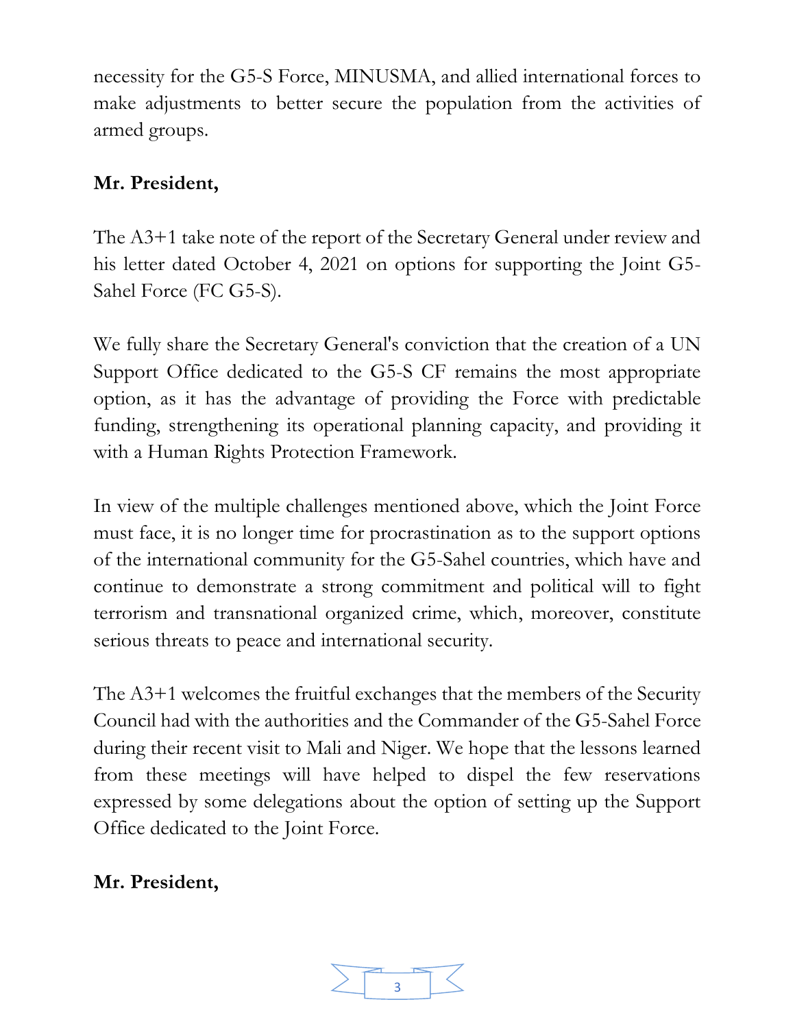necessity for the G5-S Force, MINUSMA, and allied international forces to make adjustments to better secure the population from the activities of armed groups.

**Mr. President,**

The A3+1 take note of the report of the Secretary General under review and his letter dated October 4, 2021 on options for supporting the Joint G5-Sahel Force (FC G5-S).

We fully share the Secretary General's conviction that the creation of a UN Support Office dedicated to the G5-S CF remains the most appropriate option, as it has the advantage of providing the Force with predictable funding, strengthening its operational planning capacity, and providing it with a Human Rights Protection Framework.

In view of the multiple challenges mentioned above, which the Joint Force must face, it is no longer time for procrastination as to the support options of the international community for the G5-Sahel countries, which have and continue to demonstrate a strong commitment and political will to fight terrorism and transnational organized crime, which, moreover, constitute serious threats to peace and international security.

The A3+1 welcomes the fruitful exchanges that the members of the Security Council had with the authorities and the Commander of the G5-Sahel Force during their recent visit to Mali and Niger. We hope that the lessons learned from these meetings will have helped to dispel the few reservations expressed by some delegations about the option of setting up the Support Office dedicated to the Joint Force.

**Mr. President,**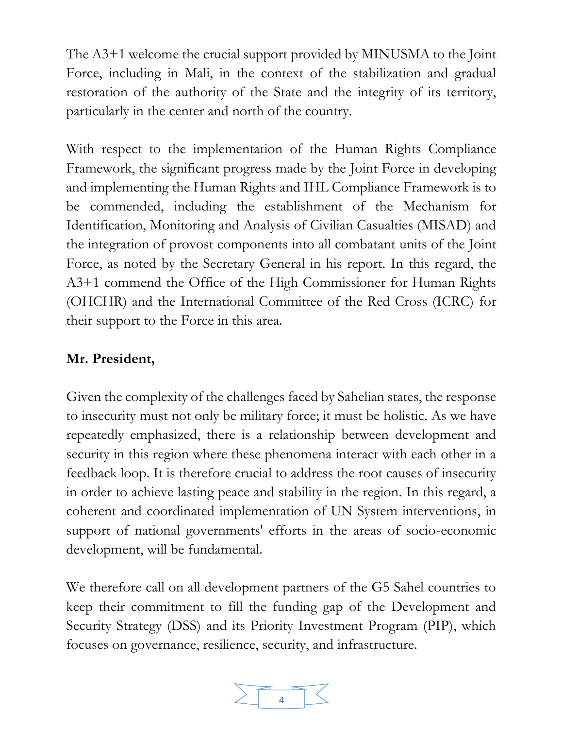The A3+1 welcome the crucial support provided by MINUSMA to the Joint Force, including in Mali, in the context of the stabilization and gradual restoration of the authority of the State and the integrity of its territory, particularly in the center and north of the country.

With respect to the implementation of the Human Rights Compliance Framework, the significant progress made by the Joint Force in developing and implementing the Human Rights and IHL Compliance Framework is to be commended, including the establishment of the Mechanism for Identification, Monitoring and Analysis of Civilian Casualties (MISAD) and the integration of provost components into all combatant units of the Joint Force, as noted by the Secretary General in his report. In this regard, the A3+1 commend the Office of the High Commissioner for Human Rights (OHCHR) and the International Committee of the Red Cross (ICRC) for their support to the Force in this area.

**Mr. President,**

Given the complexity of the challenges faced by Sahelian states, the response to insecurity must not only be military force; it must be holistic. As we have repeatedly emphasized, there is a relationship between development and security in this region where these phenomena interact with each other in a feedback loop. It is therefore crucial to address the root causes of insecurity in order to achieve lasting peace and stability in the region. In this regard, a coherent and coordinated implementation of UN System interventions, in support of national governments' efforts in the areas of socio-economic development, will be fundamental.

We therefore call on all development partners of the G5 Sahel countries to keep their commitment to fill the funding gap of the Development and Security Strategy (DSS) and its Priority Investment Program (PIP), which focuses on governance, resilience, security, and infrastructure.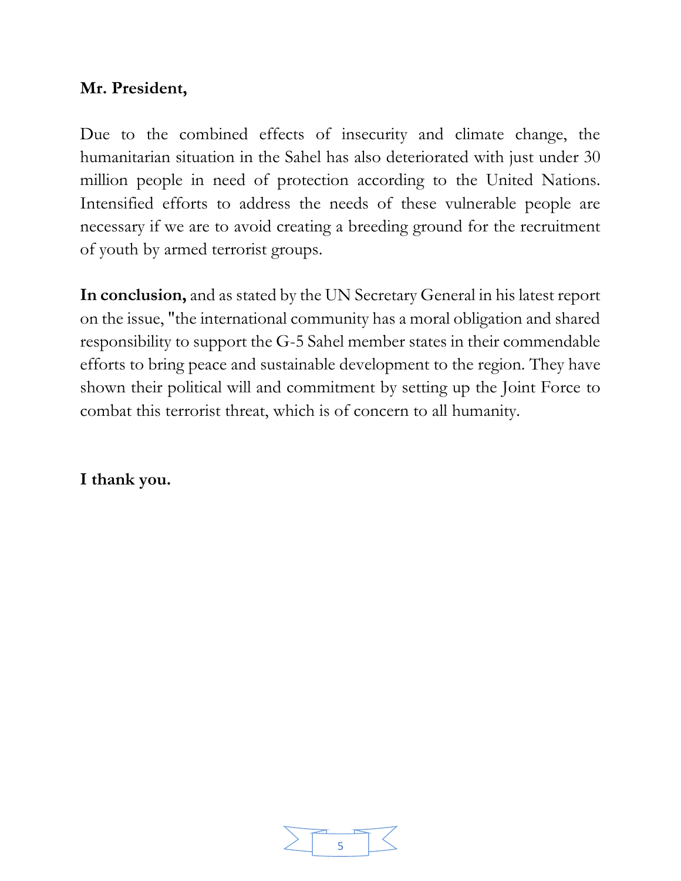**Mr. President,**

Due to the combined effects of insecurity and climate change, the humanitarian situation in the Sahel has also deteriorated with just under 30 million people in need of protection according to the United Nations. Intensified efforts to address the needs of these vulnerable people are necessary if we are to avoid creating a breeding ground for the recruitment of youth by armed terrorist groups.

**In conclusion,** and as stated by the UN Secretary General in his latest report on the issue, "the international community has a moral obligation and shared responsibility to support the G-5 Sahel member states in their commendable efforts to bring peace and sustainable development to the region. They have shown their political will and commitment by setting up the Joint Force to combat this terrorist threat, which is of concern to all humanity.

**I thank you.**